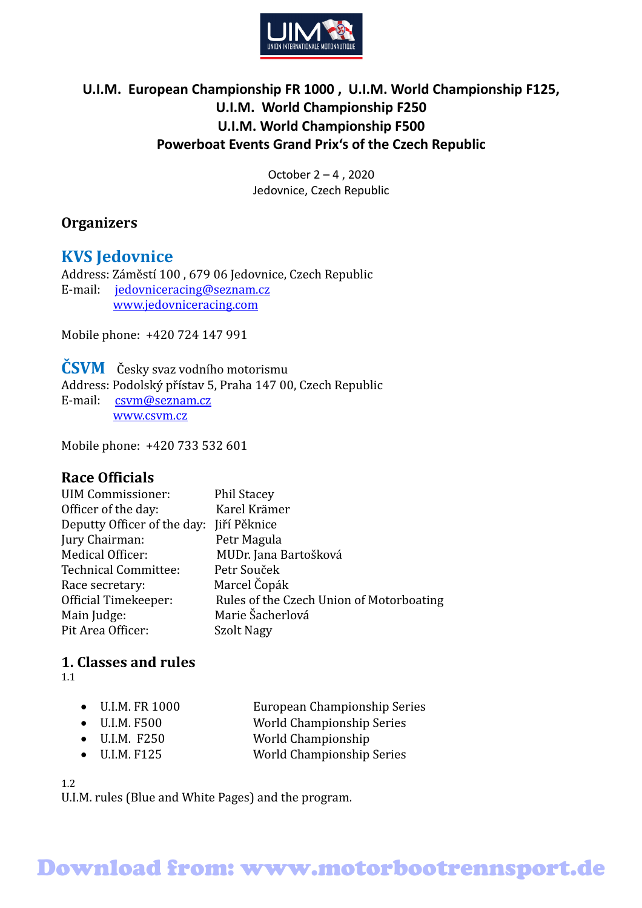**U.I.M. European Championship FR 1000 , U.I.M. World Championship F125, U.I.M. World Championship F250 U.I.M. World Championship F500 Powerboat Events Grand Prix's of the Czech Republic**

October 2 – 4 , 2020
Jedovnice, Czech Republic

## Organizers

### KVS Jedovnice

Address: Záměstí 100 , 679 06 Jedovnice, Czech Republic
E-mail: jedovniceracing@seznam.cz
www.jedovniceracing.com

Mobile phone: +420 724 147 991

### ČSVM

Česky svaz vodního motorismu
Address: Podolský přístav 5, Praha 147 00, Czech Republic
E-mail: csvm@seznam.cz
www.csvm.cz

Mobile phone: +420 733 532 601

## Race Officials

| | |
|---|---|
| UIM Commissioner: | Phil Stacey |
| Officer of the day: | Karel Krämer |
| Deputty Officer of the day: | Jiří Pěknice |
| Jury Chairman: | Petr Magula |
| Medical Officer: | MUDr. Jana Bartošková |
| Technical Committee: | Petr Souček |
| Race secretary: | Marcel Čopák |
| Official Timekeeper: | Rules of the Czech Union of Motorboating |
| Main Judge: | Marie Šacherlová |
| Pit Area Officer: | Szolt Nagy |

## 1. Classes and rules

1.1

- U.I.M. FR 1000 — European Championship Series
- U.I.M. F500 — World Championship Series
- U.I.M. F250 — World Championship
- U.I.M. F125 — World Championship Series

1.2
U.I.M. rules (Blue and White Pages) and the program.

Download from: www.motorbootrennsport.de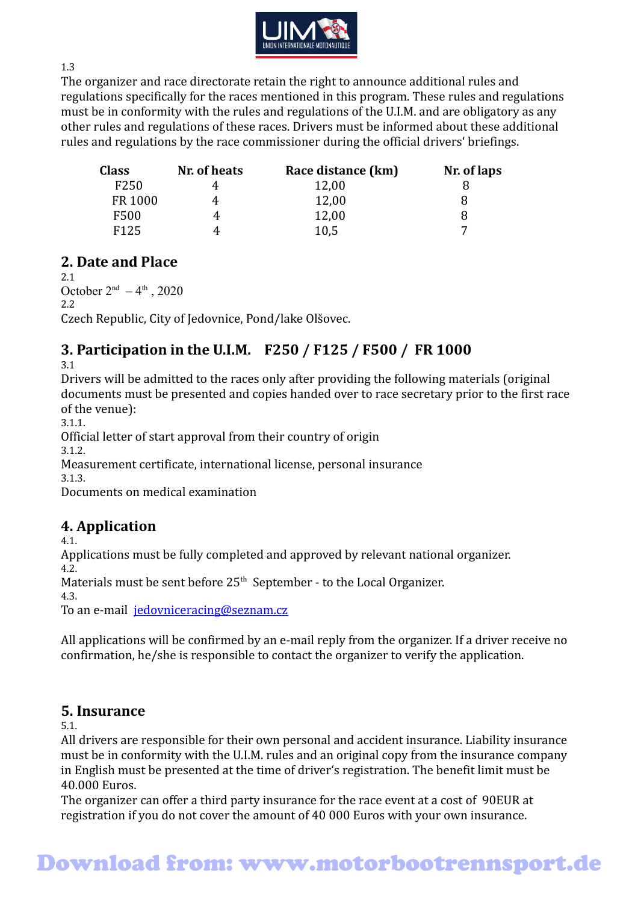1.3

The organizer and race directorate retain the right to announce additional rules and regulations specifically for the races mentioned in this program. These rules and regulations must be in conformity with the rules and regulations of the U.I.M. and are obligatory as any other rules and regulations of these races. Drivers must be informed about these additional rules and regulations by the race commissioner during the official drivers' briefings.

| Class | Nr. of heats | Race distance (km) | Nr. of laps |
|---|---|---|---|
| F250 | 4 | 12,00 | 8 |
| FR 1000 | 4 | 12,00 | 8 |
| F500 | 4 | 12,00 | 8 |
| F125 | 4 | 10,5 | 7 |

## 2. Date and Place

2.1

October 2nd – 4th, 2020

2.2

Czech Republic, City of Jedovnice, Pond/lake Olšovec.

## 3. Participation in the U.I.M. F250 / F125 / F500 / FR 1000

3.1

Drivers will be admitted to the races only after providing the following materials (original documents must be presented and copies handed over to race secretary prior to the first race of the venue):

3.1.1.

Official letter of start approval from their country of origin

3.1.2.

Measurement certificate, international license, personal insurance

3.1.3.

Documents on medical examination

## 4. Application

4.1.

Applications must be fully completed and approved by relevant national organizer.

4.2.

Materials must be sent before 25th September - to the Local Organizer.

4.3.

To an e-mail jedovniceracing@seznam.cz

All applications will be confirmed by an e-mail reply from the organizer. If a driver receive no confirmation, he/she is responsible to contact the organizer to verify the application.

## 5. Insurance

5.1.

All drivers are responsible for their own personal and accident insurance. Liability insurance must be in conformity with the U.I.M. rules and an original copy from the insurance company in English must be presented at the time of driver's registration. The benefit limit must be 40.000 Euros.

The organizer can offer a third party insurance for the race event at a cost of 90EUR at registration if you do not cover the amount of 40 000 Euros with your own insurance.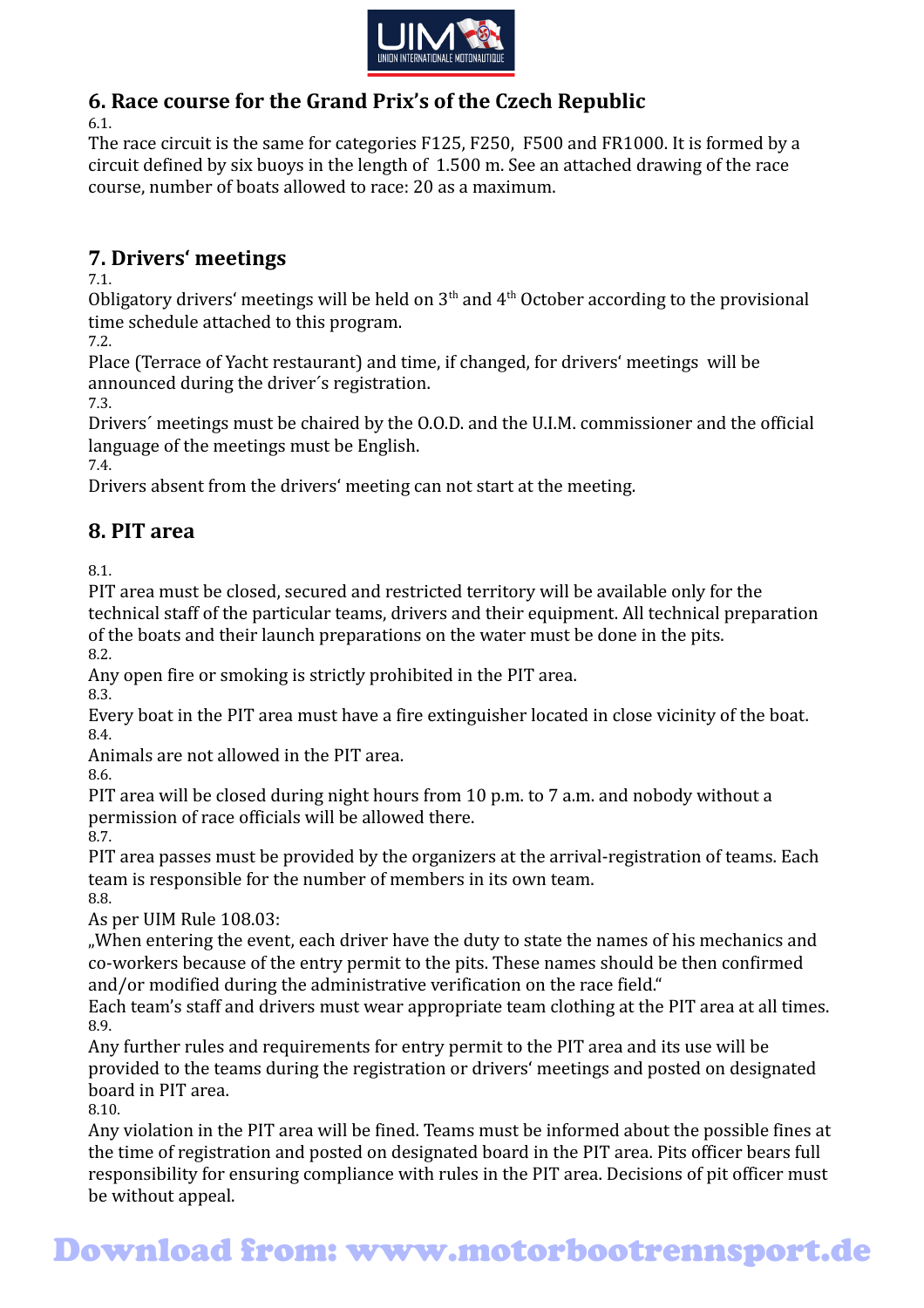## 6. Race course for the Grand Prix's of the Czech Republic

6.1.

The race circuit is the same for categories F125, F250, F500 and FR1000. It is formed by a circuit defined by six buoys in the length of 1.500 m. See an attached drawing of the race course, number of boats allowed to race: 20 as a maximum.

## 7. Drivers' meetings

7.1.

Obligatory drivers' meetings will be held on 3rd and 4th October according to the provisional time schedule attached to this program.

7.2.

Place (Terrace of Yacht restaurant) and time, if changed, for drivers' meetings will be announced during the driver´s registration.

7.3.

Drivers´ meetings must be chaired by the O.O.D. and the U.I.M. commissioner and the official language of the meetings must be English.

7.4.

Drivers absent from the drivers' meeting can not start at the meeting.

## 8. PIT area

8.1.

PIT area must be closed, secured and restricted territory will be available only for the technical staff of the particular teams, drivers and their equipment. All technical preparation of the boats and their launch preparations on the water must be done in the pits.

8.2.

Any open fire or smoking is strictly prohibited in the PIT area.

8.3.

Every boat in the PIT area must have a fire extinguisher located in close vicinity of the boat.

8.4.

Animals are not allowed in the PIT area.

8.6.

PIT area will be closed during night hours from 10 p.m. to 7 a.m. and nobody without a permission of race officials will be allowed there.

8.7.

PIT area passes must be provided by the organizers at the arrival-registration of teams. Each team is responsible for the number of members in its own team.

8.8.

As per UIM Rule 108.03:

„When entering the event, each driver have the duty to state the names of his mechanics and co-workers because of the entry permit to the pits. These names should be then confirmed and/or modified during the administrative verification on the race field."

Each team's staff and drivers must wear appropriate team clothing at the PIT area at all times.

8.9.

Any further rules and requirements for entry permit to the PIT area and its use will be provided to the teams during the registration or drivers' meetings and posted on designated board in PIT area.

8.10.

Any violation in the PIT area will be fined. Teams must be informed about the possible fines at the time of registration and posted on designated board in the PIT area. Pits officer bears full responsibility for ensuring compliance with rules in the PIT area. Decisions of pit officer must be without appeal.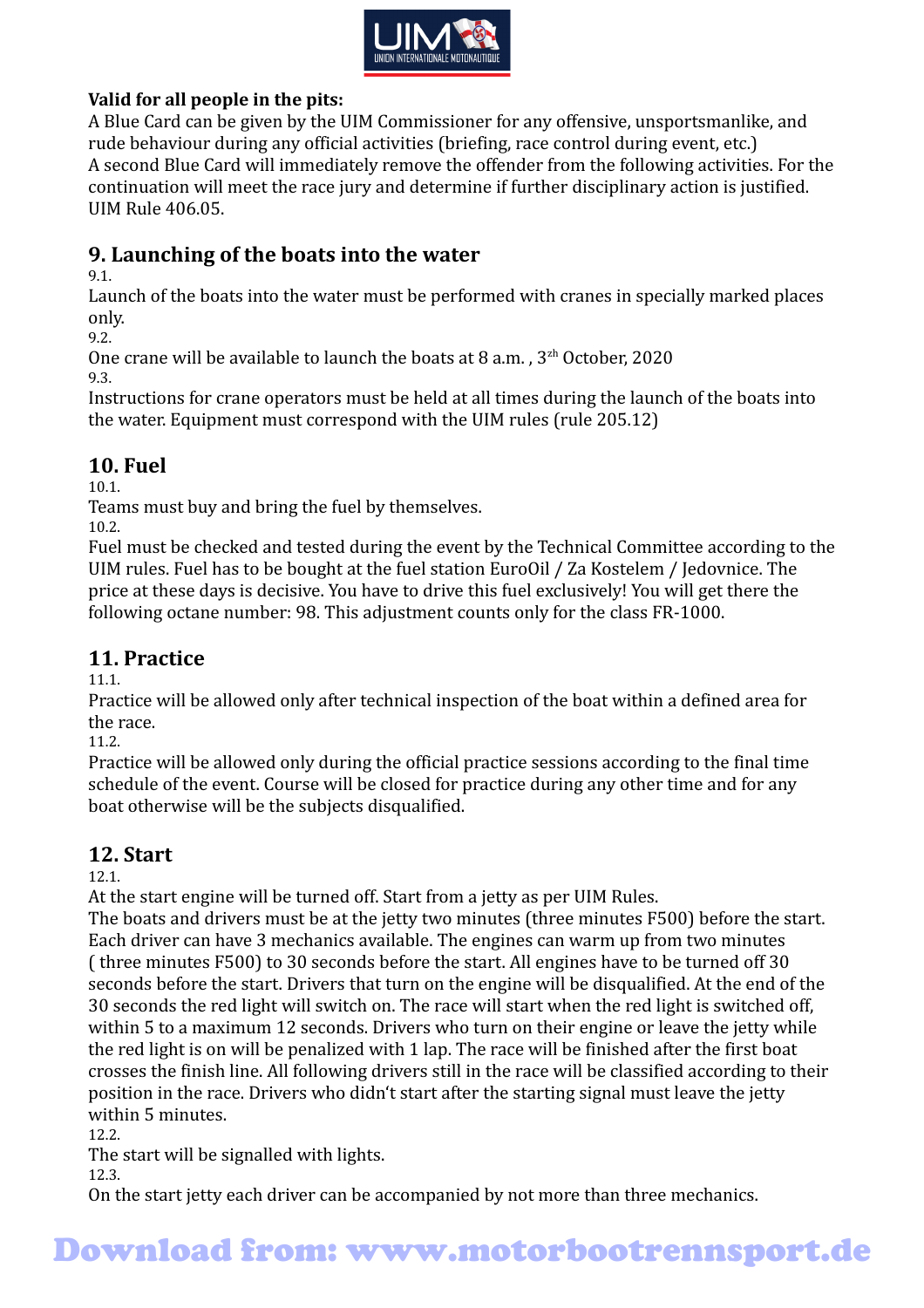**Valid for all people in the pits:**
A Blue Card can be given by the UIM Commissioner for any offensive, unsportsmanlike, and rude behaviour during any official activities (briefing, race control during event, etc.)
A second Blue Card will immediately remove the offender from the following activities. For the continuation will meet the race jury and determine if further disciplinary action is justified. UIM Rule 406.05.

## 9. Launching of the boats into the water

9.1.
Launch of the boats into the water must be performed with cranes in specially marked places only.
9.2.
One crane will be available to launch the boats at 8 a.m. , 3[zh] October, 2020
9.3.
Instructions for crane operators must be held at all times during the launch of the boats into the water. Equipment must correspond with the UIM rules (rule 205.12)

## 10. Fuel

10.1.
Teams must buy and bring the fuel by themselves.
10.2.
Fuel must be checked and tested during the event by the Technical Committee according to the UIM rules. Fuel has to be bought at the fuel station EuroOil / Za Kostelem / Jedovnice. The price at these days is decisive. You have to drive this fuel exclusively! You will get there the following octane number: 98. This adjustment counts only for the class FR-1000.

## 11. Practice

11.1.
Practice will be allowed only after technical inspection of the boat within a defined area for the race.
11.2.
Practice will be allowed only during the official practice sessions according to the final time schedule of the event. Course will be closed for practice during any other time and for any boat otherwise will be the subjects disqualified.

## 12. Start

12.1.
At the start engine will be turned off. Start from a jetty as per UIM Rules.
The boats and drivers must be at the jetty two minutes (three minutes F500) before the start. Each driver can have 3 mechanics available. The engines can warm up from two minutes ( three minutes F500) to 30 seconds before the start. All engines have to be turned off 30 seconds before the start. Drivers that turn on the engine will be disqualified. At the end of the 30 seconds the red light will switch on. The race will start when the red light is switched off, within 5 to a maximum 12 seconds. Drivers who turn on their engine or leave the jetty while the red light is on will be penalized with 1 lap. The race will be finished after the first boat crosses the finish line. All following drivers still in the race will be classified according to their position in the race. Drivers who didn't start after the starting signal must leave the jetty within 5 minutes.
12.2.
The start will be signalled with lights.
12.3.
On the start jetty each driver can be accompanied by not more than three mechanics.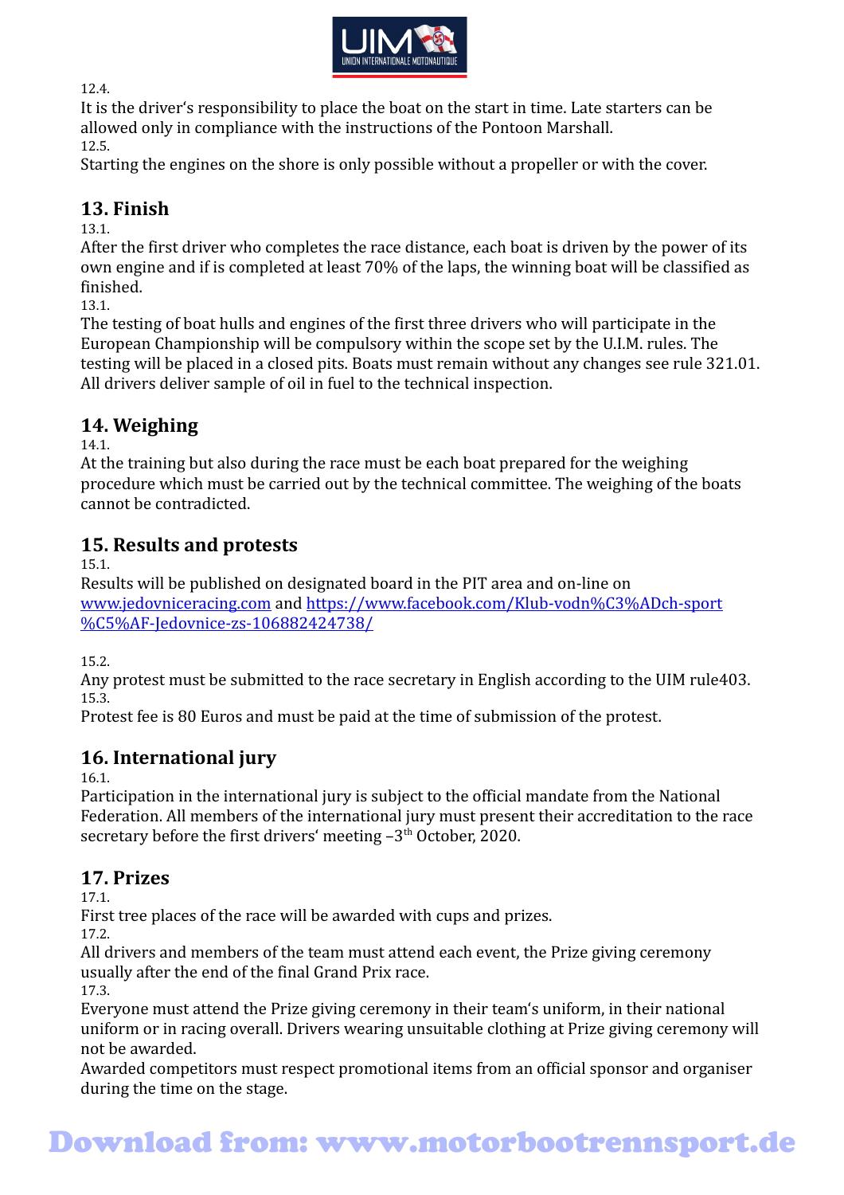12.4.
It is the driver's responsibility to place the boat on the start in time. Late starters can be allowed only in compliance with the instructions of the Pontoon Marshall.
12.5.
Starting the engines on the shore is only possible without a propeller or with the cover.

## 13. Finish

13.1.
After the first driver who completes the race distance, each boat is driven by the power of its own engine and if is completed at least 70% of the laps, the winning boat will be classified as finished.
13.1.
The testing of boat hulls and engines of the first three drivers who will participate in the European Championship will be compulsory within the scope set by the U.I.M. rules. The testing will be placed in a closed pits. Boats must remain without any changes see rule 321.01. All drivers deliver sample of oil in fuel to the technical inspection.

## 14. Weighing

14.1.
At the training but also during the race must be each boat prepared for the weighing procedure which must be carried out by the technical committee. The weighing of the boats cannot be contradicted.

## 15. Results and protests

15.1.
Results will be published on designated board in the PIT area and on-line on [www.jedovniceracing.com](http://www.jedovniceracing.com) and [https://www.facebook.com/Klub-vodn%C3%ADch-sport%C5%AF-Jedovnice-zs-106882424738/](https://www.facebook.com/Klub-vodn%C3%ADch-sport%C5%AF-Jedovnice-zs-106882424738/)

15.2.
Any protest must be submitted to the race secretary in English according to the UIM rule403.
15.3.
Protest fee is 80 Euros and must be paid at the time of submission of the protest.

## 16. International jury

16.1.
Participation in the international jury is subject to the official mandate from the National Federation. All members of the international jury must present their accreditation to the race secretary before the first drivers' meeting –3rd October, 2020.

## 17. Prizes

17.1.
First tree places of the race will be awarded with cups and prizes.
17.2.
All drivers and members of the team must attend each event, the Prize giving ceremony usually after the end of the final Grand Prix race.
17.3.
Everyone must attend the Prize giving ceremony in their team's uniform, in their national uniform or in racing overall. Drivers wearing unsuitable clothing at Prize giving ceremony will not be awarded.
Awarded competitors must respect promotional items from an official sponsor and organiser during the time on the stage.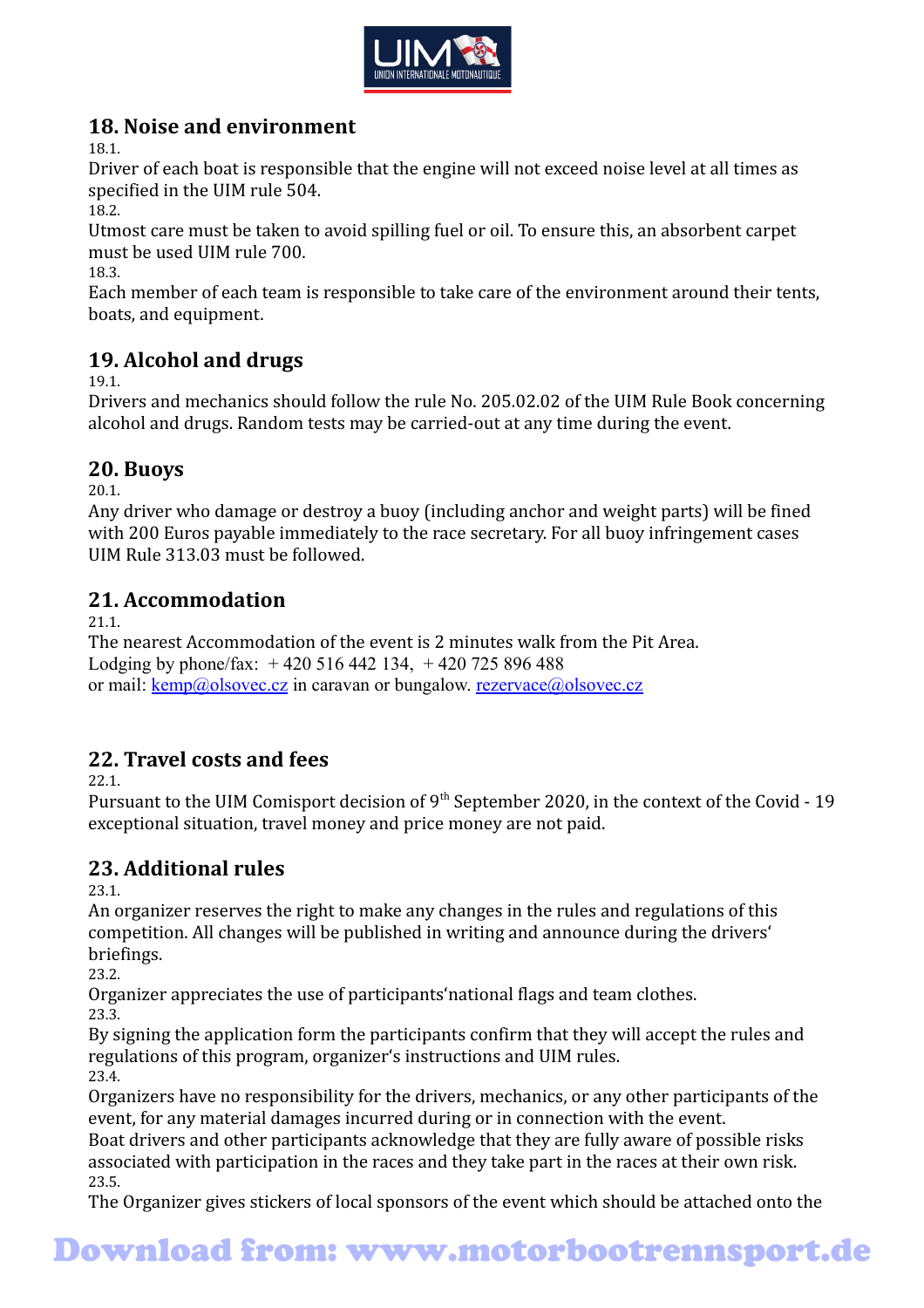## 18. Noise and environment

18.1.

Driver of each boat is responsible that the engine will not exceed noise level at all times as specified in the UIM rule 504.

18.2.

Utmost care must be taken to avoid spilling fuel or oil. To ensure this, an absorbent carpet must be used UIM rule 700.

18.3.

Each member of each team is responsible to take care of the environment around their tents, boats, and equipment.

## 19. Alcohol and drugs

19.1.

Drivers and mechanics should follow the rule No. 205.02.02 of the UIM Rule Book concerning alcohol and drugs. Random tests may be carried-out at any time during the event.

## 20. Buoys

20.1.

Any driver who damage or destroy a buoy (including anchor and weight parts) will be fined with 200 Euros payable immediately to the race secretary. For all buoy infringement cases UIM Rule 313.03 must be followed.

## 21. Accommodation

21.1.

The nearest Accommodation of the event is 2 minutes walk from the Pit Area.
Lodging by phone/fax: + 420 516 442 134, + 420 725 896 488
or mail: kemp@olsovec.cz in caravan or bungalow. rezervace@olsovec.cz

## 22. Travel costs and fees

22.1.

Pursuant to the UIM Comisport decision of 9th September 2020, in the context of the Covid - 19 exceptional situation, travel money and price money are not paid.

## 23. Additional rules

23.1.

An organizer reserves the right to make any changes in the rules and regulations of this competition. All changes will be published in writing and announce during the drivers' briefings.

23.2.

Organizer appreciates the use of participants'national flags and team clothes.

23.3.

By signing the application form the participants confirm that they will accept the rules and regulations of this program, organizer's instructions and UIM rules.

23.4.

Organizers have no responsibility for the drivers, mechanics, or any other participants of the event, for any material damages incurred during or in connection with the event.
Boat drivers and other participants acknowledge that they are fully aware of possible risks associated with participation in the races and they take part in the races at their own risk.

23.5.

The Organizer gives stickers of local sponsors of the event which should be attached onto the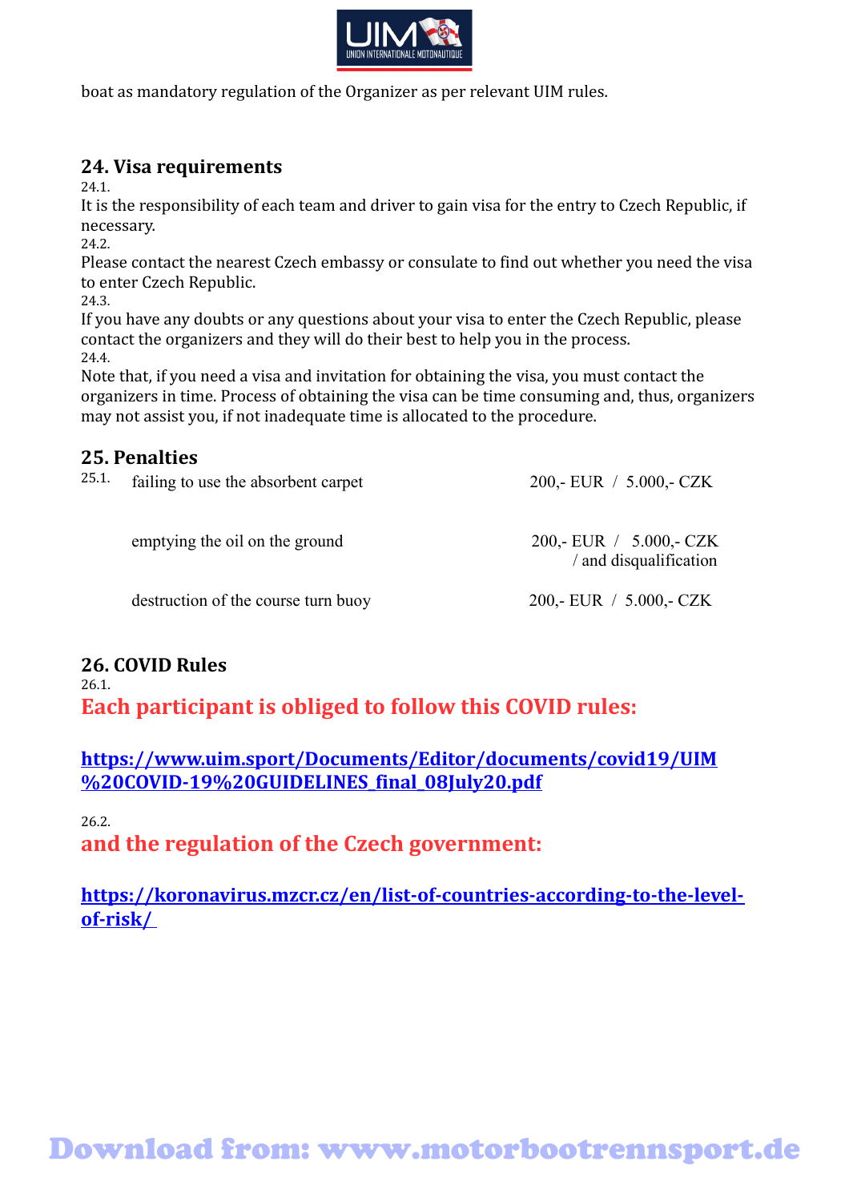boat as mandatory regulation of the Organizer as per relevant UIM rules.

## 24. Visa requirements

24.1.
It is the responsibility of each team and driver to gain visa for the entry to Czech Republic, if necessary.

24.2.
Please contact the nearest Czech embassy or consulate to find out whether you need the visa to enter Czech Republic.

24.3.
If you have any doubts or any questions about your visa to enter the Czech Republic, please contact the organizers and they will do their best to help you in the process.

24.4.
Note that, if you need a visa and invitation for obtaining the visa, you must contact the organizers in time. Process of obtaining the visa can be time consuming and, thus, organizers may not assist you, if not inadequate time is allocated to the procedure.

## 25. Penalties

| | | |
|---|---|---|
| 25.1. | failing to use the absorbent carpet | 200,- EUR / 5.000,- CZK |
| | emptying the oil on the ground | 200,- EUR / 5.000,- CZK / and disqualification |
| | destruction of the course turn buoy | 200,- EUR / 5.000,- CZK |

## 26. COVID Rules

26.1.
**Each participant is obliged to follow this COVID rules:**

**https://www.uim.sport/Documents/Editor/documents/covid19/UIM%20COVID-19%20GUIDELINES_final_08July20.pdf**

26.2.
**and the regulation of the Czech government:**

**https://koronavirus.mzcr.cz/en/list-of-countries-according-to-the-level-of-risk/**

Download from: www.motorbootrennsport.de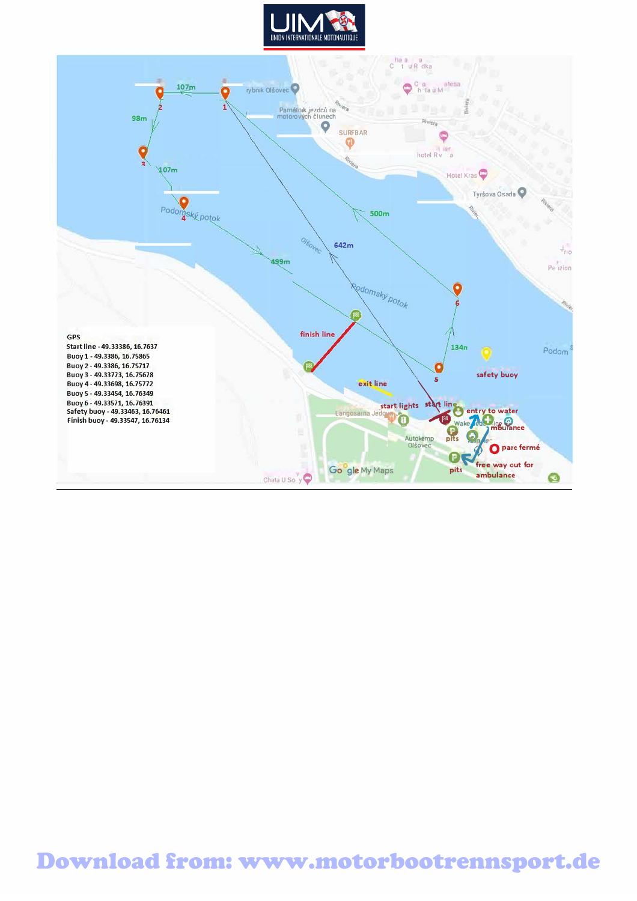UIM UNION INTERNATIONALE MOTONAUTIQUE

107m

98m

107m

500m

642m

499m

134m

finish line

exit line

start lights

start line

entry to water

ambulance

pits

parc fermé

free way out for ambulance

safety buoy

GPS

Start line - 49.33386, 16.7637

Buoy 1 - 49.3386, 16.75865

Buoy 2 - 49.3386, 16.75717

Buoy 3 - 49.33773, 16.75678

Buoy 4 - 49.33698, 16.75772

Buoy 5 - 49.33454, 16.76349

Buoy 6 - 49.33571, 16.76391

Safety buoy - 49.33463, 16.76461

Finish buoy - 49.33547, 16.76134

Download from: www.motorbootrennsport.de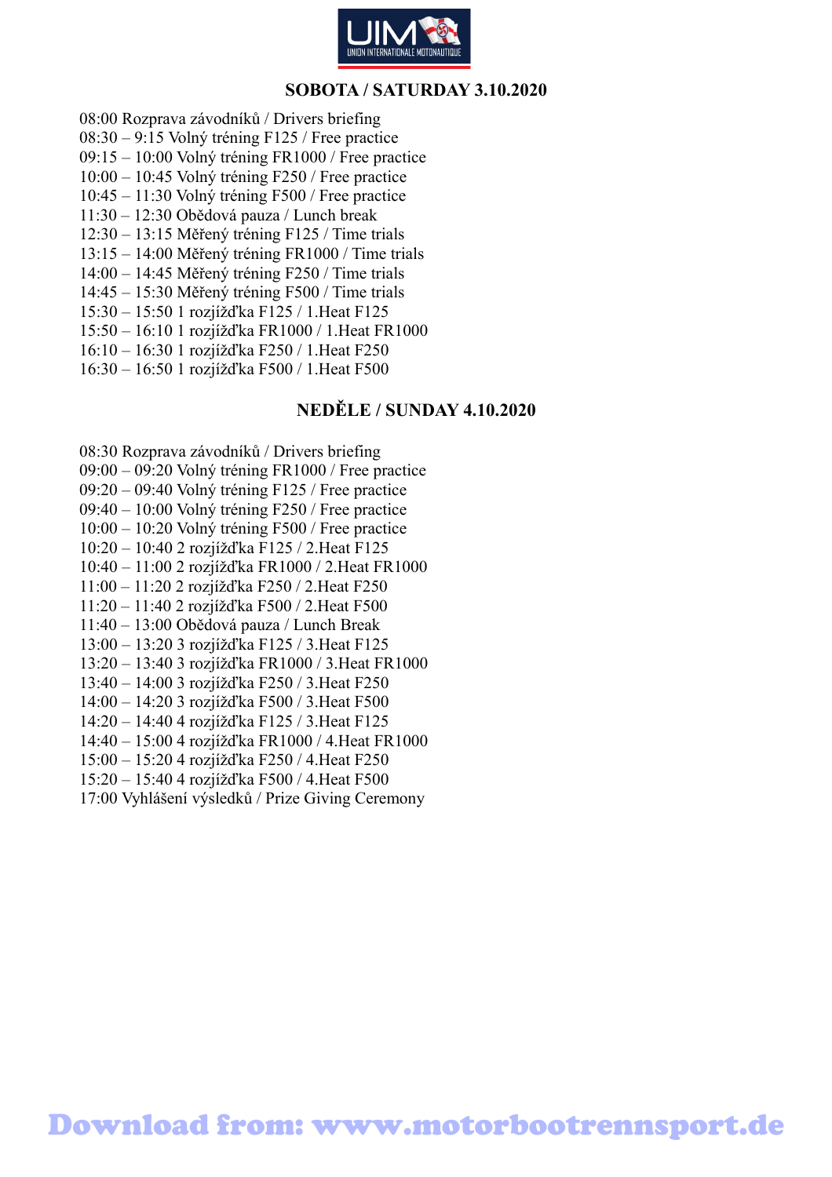## SOBOTA / SATURDAY 3.10.2020

08:00 Rozprava závodníků / Drivers briefing
08:30 – 9:15 Volný tréning F125 / Free practice
09:15 – 10:00 Volný tréning FR1000 / Free practice
10:00 – 10:45 Volný tréning F250 / Free practice
10:45 – 11:30 Volný tréning F500 / Free practice
11:30 – 12:30 Obědová pauza / Lunch break
12:30 – 13:15 Měřený tréning F125 / Time trials
13:15 – 14:00 Měřený tréning FR1000 / Time trials
14:00 – 14:45 Měřený tréning F250 / Time trials
14:45 – 15:30 Měřený tréning F500 / Time trials
15:30 – 15:50 1 rozjížďka F125 / 1.Heat F125
15:50 – 16:10 1 rozjížďka FR1000 / 1.Heat FR1000
16:10 – 16:30 1 rozjížďka F250 / 1.Heat F250
16:30 – 16:50 1 rozjížďka F500 / 1.Heat F500

## NEDĚLE / SUNDAY 4.10.2020

08:30 Rozprava závodníků / Drivers briefing
09:00 – 09:20 Volný tréning FR1000 / Free practice
09:20 – 09:40 Volný tréning F125 / Free practice
09:40 – 10:00 Volný tréning F250 / Free practice
10:00 – 10:20 Volný tréning F500 / Free practice
10:20 – 10:40 2 rozjížďka F125 / 2.Heat F125
10:40 – 11:00 2 rozjížďka FR1000 / 2.Heat FR1000
11:00 – 11:20 2 rozjížďka F250 / 2.Heat F250
11:20 – 11:40 2 rozjížďka F500 / 2.Heat F500
11:40 – 13:00 Obědová pauza / Lunch Break
13:00 – 13:20 3 rozjížďka F125 / 3.Heat F125
13:20 – 13:40 3 rozjížďka FR1000 / 3.Heat FR1000
13:40 – 14:00 3 rozjížďka F250 / 3.Heat F250
14:00 – 14:20 3 rozjížďka F500 / 3.Heat F500
14:20 – 14:40 4 rozjížďka F125 / 3.Heat F125
14:40 – 15:00 4 rozjížďka FR1000 / 4.Heat FR1000
15:00 – 15:20 4 rozjížďka F250 / 4.Heat F250
15:20 – 15:40 4 rozjížďka F500 / 4.Heat F500
17:00 Vyhlášení výsledků / Prize Giving Ceremony